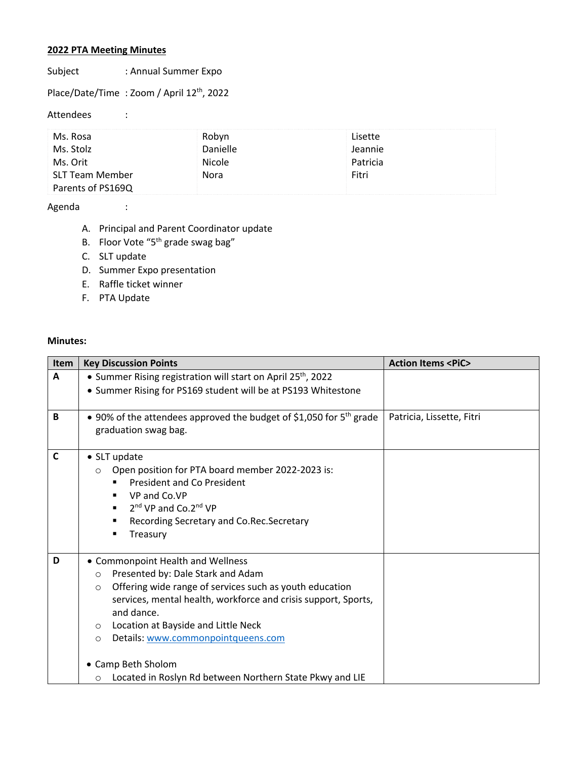**2022 PTA Meeting Minutes**

Subject : Annual Summer Expo

Place/Date/Time : Zoom / April 12th, 2022

Attendees :

| | | |
|---|---|---|
| Ms. Rosa<br>Ms. Stolz<br>Ms. Orit<br>SLT Team Member<br>Parents of PS169Q | Robyn<br>Danielle<br>Nicole<br>Nora | Lisette<br>Jeannie<br>Patricia<br>Fitri |

Agenda :

A. Principal and Parent Coordinator update
B. Floor Vote "5th grade swag bag"
C. SLT update
D. Summer Expo presentation
E. Raffle ticket winner
F. PTA Update

**Minutes:**

| Item | Key Discussion Points | Action Items <PiC> |
|---|---|---|
| **A** | • Summer Rising registration will start on April 25th, 2022<br>• Summer Rising for PS169 student will be at PS193 Whitestone | |
| **B** | • 90% of the attendees approved the budget of $1,050 for 5th grade graduation swag bag. | Patricia, Lissette, Fitri |
| **C** | • SLT update<br>○ Open position for PTA board member 2022-2023 is:<br>▪ President and Co President<br>▪ VP and Co.VP<br>▪ 2nd VP and Co.2nd VP<br>▪ Recording Secretary and Co.Rec.Secretary<br>▪ Treasury | |
| **D** | • Commonpoint Health and Wellness<br>○ Presented by: Dale Stark and Adam<br>○ Offering wide range of services such as youth education services, mental health, workforce and crisis support, Sports, and dance.<br>○ Location at Bayside and Little Neck<br>○ Details: www.commonpointqueens.com<br><br>• Camp Beth Sholom<br>○ Located in Roslyn Rd between Northern State Pkwy and LIE | |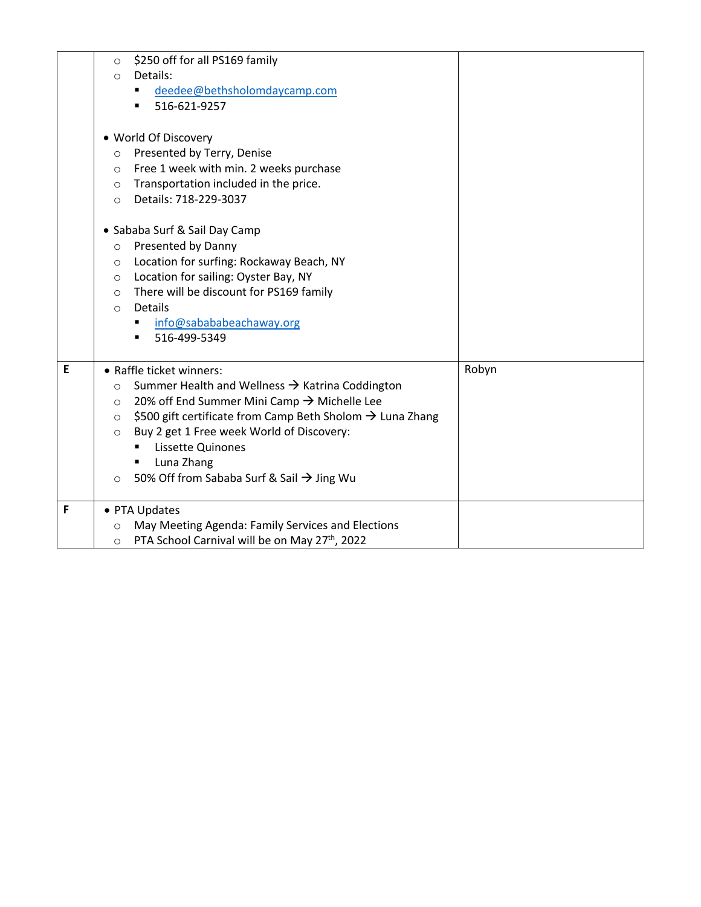| | | |
|---|---|---|
| | ○ $250 off for all PS169 family<br>○ Details:<br>  ▪ deedee@bethsholomdaycamp.com<br>  ▪ 516-621-9257<br><br>• World Of Discovery<br>○ Presented by Terry, Denise<br>○ Free 1 week with min. 2 weeks purchase<br>○ Transportation included in the price.<br>○ Details: 718-229-3037<br><br>• Sababa Surf & Sail Day Camp<br>○ Presented by Danny<br>○ Location for surfing: Rockaway Beach, NY<br>○ Location for sailing: Oyster Bay, NY<br>○ There will be discount for PS169 family<br>○ Details<br>  ▪ info@sabababeachaway.org<br>  ▪ 516-499-5349 | |
| **E** | • Raffle ticket winners:<br>○ Summer Health and Wellness → Katrina Coddington<br>○ 20% off End Summer Mini Camp → Michelle Lee<br>○ $500 gift certificate from Camp Beth Sholom → Luna Zhang<br>○ Buy 2 get 1 Free week World of Discovery:<br>  ▪ Lissette Quinones<br>  ▪ Luna Zhang<br>○ 50% Off from Sababa Surf & Sail → Jing Wu | Robyn |
| **F** | • PTA Updates<br>○ May Meeting Agenda: Family Services and Elections<br>○ PTA School Carnival will be on May 27th, 2022 | |